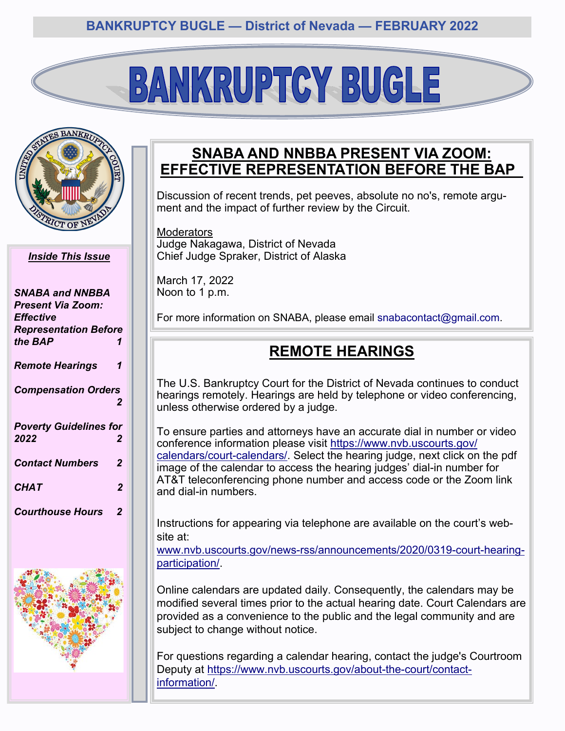BANKRUPTCY BUGLE — District of Nevada — FEBRUARY 2022

# BANKRUPTCY BUGLE

***Inside This Issue***

| | |
|---|---|
| ***SNABA and NNBBA Present Via Zoom: Effective Representation Before the BAP*** | ***1*** |
| ***Remote Hearings*** | ***1*** |
| ***Compensation Orders*** | ***2*** |
| ***Poverty Guidelines for 2022*** | ***2*** |
| ***Contact Numbers*** | ***2*** |
| ***CHAT*** | ***2*** |
| ***Courthouse Hours*** | ***2*** |

## SNABA AND NNBBA PRESENT VIA ZOOM: EFFECTIVE REPRESENTATION BEFORE THE BAP

Discussion of recent trends, pet peeves, absolute no no's, remote argument and the impact of further review by the Circuit.

Moderators
Judge Nakagawa, District of Nevada
Chief Judge Spraker, District of Alaska

March 17, 2022
Noon to 1 p.m.

For more information on SNABA, please email snabacontact@gmail.com.

## REMOTE HEARINGS

The U.S. Bankruptcy Court for the District of Nevada continues to conduct hearings remotely. Hearings are held by telephone or video conferencing, unless otherwise ordered by a judge.

To ensure parties and attorneys have an accurate dial in number or video conference information please visit https://www.nvb.uscourts.gov/calendars/court-calendars/. Select the hearing judge, next click on the pdf image of the calendar to access the hearing judges' dial-in number for AT&T teleconferencing phone number and access code or the Zoom link and dial-in numbers.

Instructions for appearing via telephone are available on the court's website at:
www.nvb.uscourts.gov/news-rss/announcements/2020/0319-court-hearing-participation/.

Online calendars are updated daily. Consequently, the calendars may be modified several times prior to the actual hearing date. Court Calendars are provided as a convenience to the public and the legal community and are subject to change without notice.

For questions regarding a calendar hearing, contact the judge's Courtroom Deputy at https://www.nvb.uscourts.gov/about-the-court/contact-information/.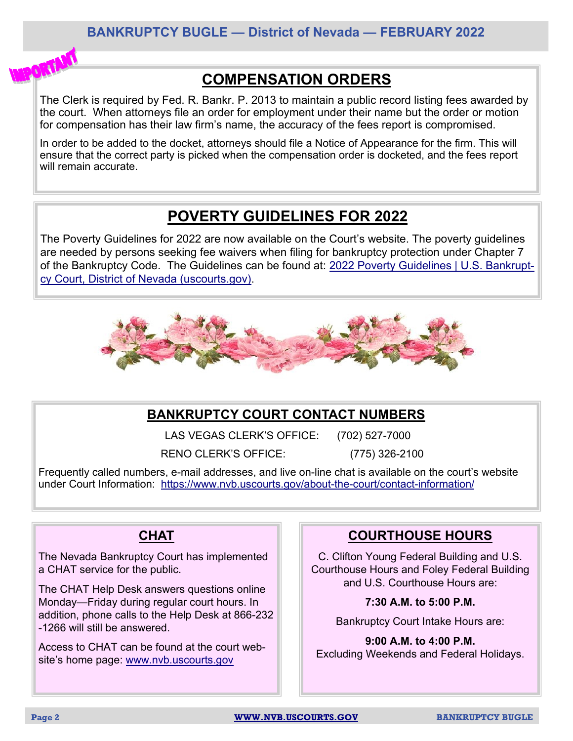IMPORTANT

## COMPENSATION ORDERS

The Clerk is required by Fed. R. Bankr. P. 2013 to maintain a public record listing fees awarded by the court. When attorneys file an order for employment under their name but the order or motion for compensation has their law firm's name, the accuracy of the fees report is compromised.

In order to be added to the docket, attorneys should file a Notice of Appearance for the firm. This will ensure that the correct party is picked when the compensation order is docketed, and the fees report will remain accurate.

## POVERTY GUIDELINES FOR 2022

The Poverty Guidelines for 2022 are now available on the Court's website. The poverty guidelines are needed by persons seeking fee waivers when filing for bankruptcy protection under Chapter 7 of the Bankruptcy Code. The Guidelines can be found at: 2022 Poverty Guidelines | U.S. Bankruptcy Court, District of Nevada (uscourts.gov).

## BANKRUPTCY COURT CONTACT NUMBERS

LAS VEGAS CLERK'S OFFICE: (702) 527-7000

RENO CLERK'S OFFICE: (775) 326-2100

Frequently called numbers, e-mail addresses, and live on-line chat is available on the court's website under Court Information: https://www.nvb.uscourts.gov/about-the-court/contact-information/

## CHAT

The Nevada Bankruptcy Court has implemented a CHAT service for the public.

The CHAT Help Desk answers questions online Monday—Friday during regular court hours. In addition, phone calls to the Help Desk at 866-232-1266 will still be answered.

Access to CHAT can be found at the court website's home page: www.nvb.uscourts.gov

## COURTHOUSE HOURS

C. Clifton Young Federal Building and U.S. Courthouse Hours and Foley Federal Building and U.S. Courthouse Hours are:

**7:30 A.M. to 5:00 P.M.**

Bankruptcy Court Intake Hours are:

**9:00 A.M. to 4:00 P.M.**
Excluding Weekends and Federal Holidays.